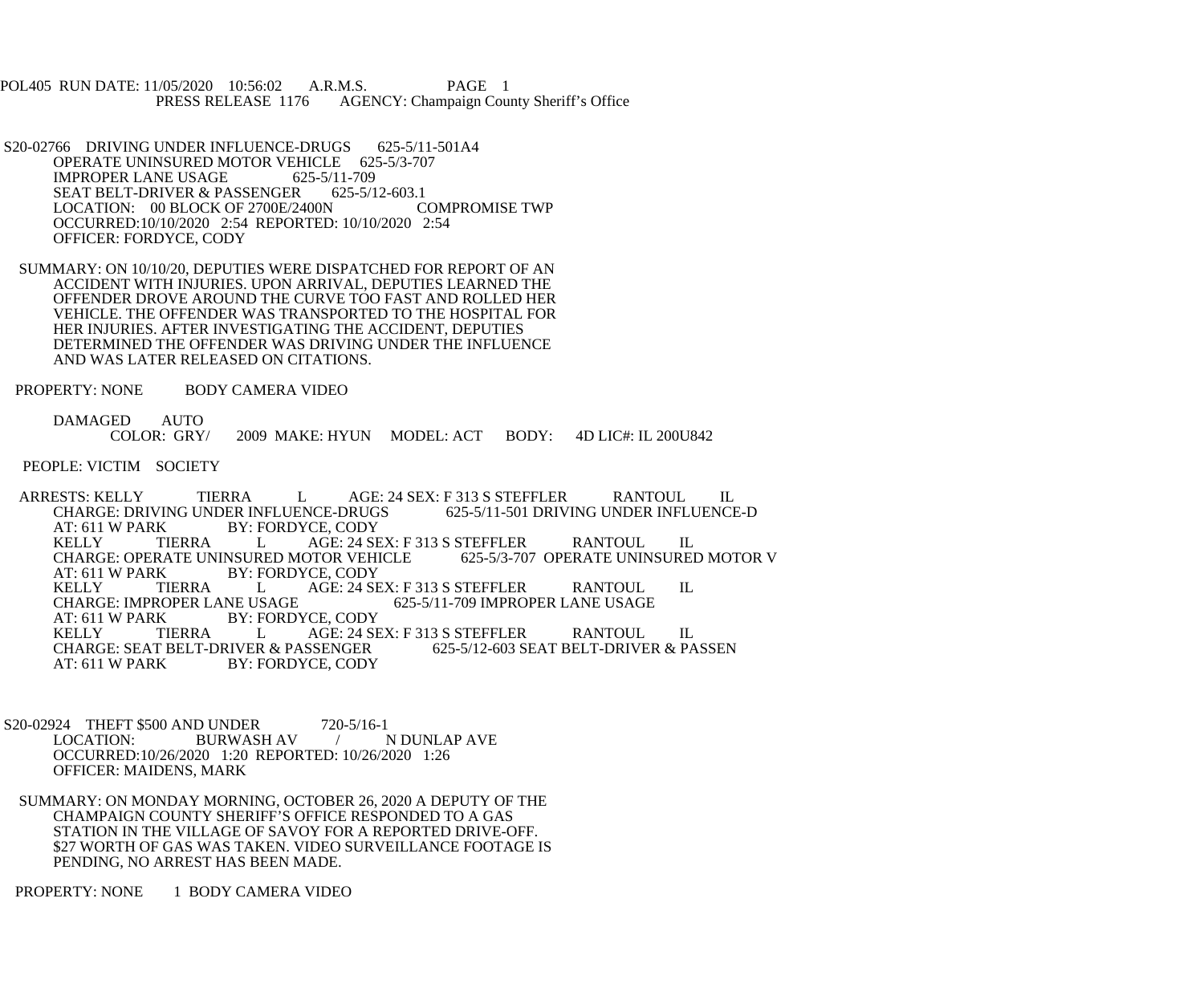POL405 RUN DATE: 11/05/2020 10:56:02 A.R.M.S. PAGE 1
PRESS RELEASE 1176 AGENCY: Champaign County Sheriff's Office

S20-02766 DRIVING UNDER INFLUENCE-DRUGS 625-5/11-501A4
OPERATE UNINSURED MOTOR VEHICLE 625-5/3-707
IMPROPER LANE USAGE 625-5/11-709
SEAT BELT-DRIVER & PASSENGER 625-5/12-603.1
LOCATION: 00 BLOCK OF 2700E/2400N COMPROMISE TWP
OCCURRED:10/10/2020 2:54 REPORTED: 10/10/2020 2:54
OFFICER: FORDYCE, CODY

SUMMARY: ON 10/10/20, DEPUTIES WERE DISPATCHED FOR REPORT OF AN ACCIDENT WITH INJURIES. UPON ARRIVAL, DEPUTIES LEARNED THE OFFENDER DROVE AROUND THE CURVE TOO FAST AND ROLLED HER VEHICLE. THE OFFENDER WAS TRANSPORTED TO THE HOSPITAL FOR HER INJURIES. AFTER INVESTIGATING THE ACCIDENT, DEPUTIES DETERMINED THE OFFENDER WAS DRIVING UNDER THE INFLUENCE AND WAS LATER RELEASED ON CITATIONS.

PROPERTY: NONE BODY CAMERA VIDEO

DAMAGED AUTO
COLOR: GRY/ 2009 MAKE: HYUN MODEL: ACT BODY: 4D LIC#: IL 200U842

PEOPLE: VICTIM SOCIETY

ARRESTS: KELLY TIERRA L AGE: 24 SEX: F 313 S STEFFLER RANTOUL IL
CHARGE: DRIVING UNDER INFLUENCE-DRUGS 625-5/11-501 DRIVING UNDER INFLUENCE-D
AT: 611 W PARK BY: FORDYCE, CODY
KELLY TIERRA L AGE: 24 SEX: F 313 S STEFFLER RANTOUL IL
CHARGE: OPERATE UNINSURED MOTOR VEHICLE 625-5/3-707 OPERATE UNINSURED MOTOR V
AT: 611 W PARK BY: FORDYCE, CODY
KELLY TIERRA L AGE: 24 SEX: F 313 S STEFFLER RANTOUL IL
CHARGE: IMPROPER LANE USAGE 625-5/11-709 IMPROPER LANE USAGE
AT: 611 W PARK BY: FORDYCE, CODY
KELLY TIERRA L AGE: 24 SEX: F 313 S STEFFLER RANTOUL IL
CHARGE: SEAT BELT-DRIVER & PASSENGER 625-5/12-603 SEAT BELT-DRIVER & PASSEN
AT: 611 W PARK BY: FORDYCE, CODY

S20-02924 THEFT $500 AND UNDER 720-5/16-1
LOCATION: BURWASH AV / N DUNLAP AVE
OCCURRED:10/26/2020 1:20 REPORTED: 10/26/2020 1:26
OFFICER: MAIDENS, MARK

SUMMARY: ON MONDAY MORNING, OCTOBER 26, 2020 A DEPUTY OF THE CHAMPAIGN COUNTY SHERIFF'S OFFICE RESPONDED TO A GAS STATION IN THE VILLAGE OF SAVOY FOR A REPORTED DRIVE-OFF. $27 WORTH OF GAS WAS TAKEN. VIDEO SURVEILLANCE FOOTAGE IS PENDING, NO ARREST HAS BEEN MADE.

PROPERTY: NONE 1 BODY CAMERA VIDEO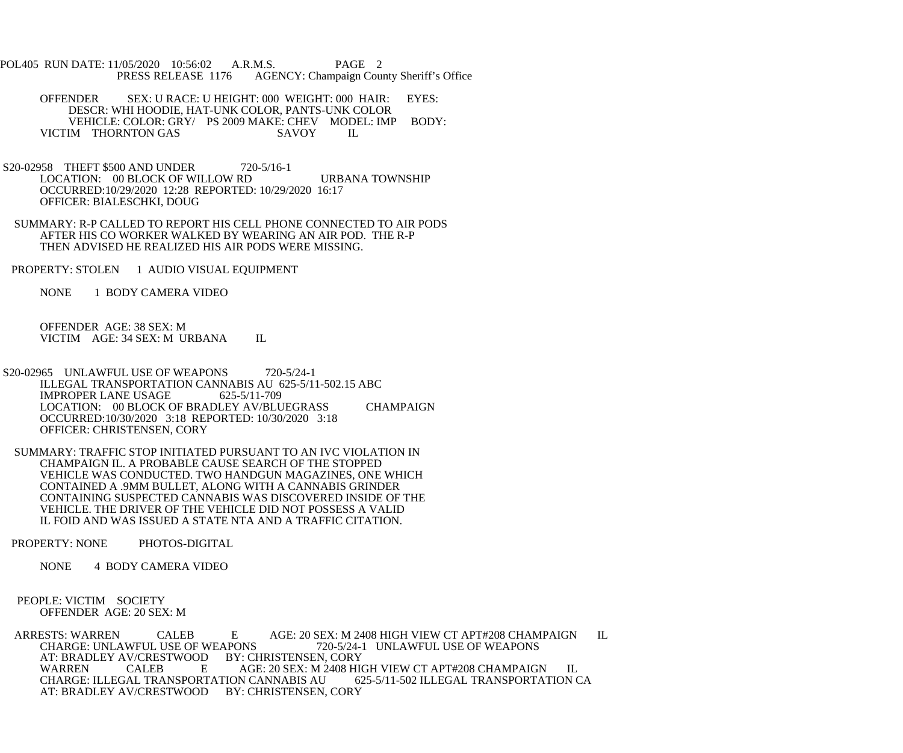OFFENDER SEX: U RACE: U HEIGHT: 000 WEIGHT: 000 HAIR: EYES:
DESCR: WHI HOODIE, HAT-UNK COLOR, PANTS-UNK COLOR
VEHICLE: COLOR: GRY/ PS 2009 MAKE: CHEV MODEL: IMP BODY:
VICTIM THORNTON GAS SAVOY IL

S20-02958 THEFT $500 AND UNDER 720-5/16-1
LOCATION: 00 BLOCK OF WILLOW RD URBANA TOWNSHIP
OCCURRED:10/29/2020 12:28 REPORTED: 10/29/2020 16:17
OFFICER: BIALESCHKI, DOUG

SUMMARY: R-P CALLED TO REPORT HIS CELL PHONE CONNECTED TO AIR PODS AFTER HIS CO WORKER WALKED BY WEARING AN AIR POD. THE R-P THEN ADVISED HE REALIZED HIS AIR PODS WERE MISSING.

PROPERTY: STOLEN 1 AUDIO VISUAL EQUIPMENT

NONE 1 BODY CAMERA VIDEO

OFFENDER AGE: 38 SEX: M
VICTIM AGE: 34 SEX: M URBANA IL

S20-02965 UNLAWFUL USE OF WEAPONS 720-5/24-1
ILLEGAL TRANSPORTATION CANNABIS AU 625-5/11-502.15 ABC
IMPROPER LANE USAGE 625-5/11-709
LOCATION: 00 BLOCK OF BRADLEY AV/BLUEGRASS CHAMPAIGN
OCCURRED:10/30/2020 3:18 REPORTED: 10/30/2020 3:18
OFFICER: CHRISTENSEN, CORY

SUMMARY: TRAFFIC STOP INITIATED PURSUANT TO AN IVC VIOLATION IN CHAMPAIGN IL. A PROBABLE CAUSE SEARCH OF THE STOPPED VEHICLE WAS CONDUCTED. TWO HANDGUN MAGAZINES, ONE WHICH CONTAINED A .9MM BULLET, ALONG WITH A CANNABIS GRINDER CONTAINING SUSPECTED CANNABIS WAS DISCOVERED INSIDE OF THE VEHICLE. THE DRIVER OF THE VEHICLE DID NOT POSSESS A VALID IL FOID AND WAS ISSUED A STATE NTA AND A TRAFFIC CITATION.

PROPERTY: NONE PHOTOS-DIGITAL

NONE 4 BODY CAMERA VIDEO

PEOPLE: VICTIM SOCIETY
OFFENDER AGE: 20 SEX: M

ARRESTS: WARREN CALEB E AGE: 20 SEX: M 2408 HIGH VIEW CT APT#208 CHAMPAIGN IL
CHARGE: UNLAWFUL USE OF WEAPONS 720-5/24-1 UNLAWFUL USE OF WEAPONS
AT: BRADLEY AV/CRESTWOOD BY: CHRISTENSEN, CORY
WARREN CALEB E AGE: 20 SEX: M 2408 HIGH VIEW CT APT#208 CHAMPAIGN IL
CHARGE: ILLEGAL TRANSPORTATION CANNABIS AU 625-5/11-502 ILLEGAL TRANSPORTATION CA
AT: BRADLEY AV/CRESTWOOD BY: CHRISTENSEN, CORY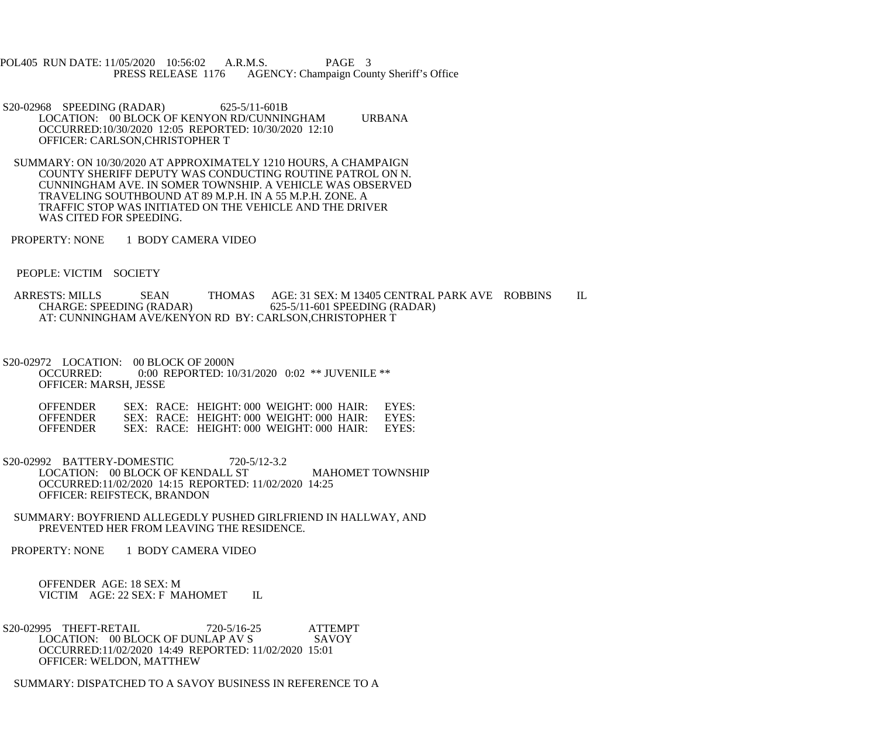S20-02968 SPEEDING (RADAR) 625-5/11-601B
LOCATION: 00 BLOCK OF KENYON RD/CUNNINGHAM URBANA
OCCURRED:10/30/2020 12:05 REPORTED: 10/30/2020 12:10
OFFICER: CARLSON,CHRISTOPHER T

SUMMARY: ON 10/30/2020 AT APPROXIMATELY 1210 HOURS, A CHAMPAIGN COUNTY SHERIFF DEPUTY WAS CONDUCTING ROUTINE PATROL ON N. CUNNINGHAM AVE. IN SOMER TOWNSHIP. A VEHICLE WAS OBSERVED TRAVELING SOUTHBOUND AT 89 M.P.H. IN A 55 M.P.H. ZONE. A TRAFFIC STOP WAS INITIATED ON THE VEHICLE AND THE DRIVER WAS CITED FOR SPEEDING.

PROPERTY: NONE 1 BODY CAMERA VIDEO

PEOPLE: VICTIM SOCIETY

ARRESTS: MILLS SEAN THOMAS AGE: 31 SEX: M 13405 CENTRAL PARK AVE ROBBINS IL
CHARGE: SPEEDING (RADAR) 625-5/11-601 SPEEDING (RADAR)
AT: CUNNINGHAM AVE/KENYON RD BY: CARLSON,CHRISTOPHER T

S20-02972 LOCATION: 00 BLOCK OF 2000N
OCCURRED: 0:00 REPORTED: 10/31/2020 0:02 ** JUVENILE **
OFFICER: MARSH, JESSE

| | | | | | | |
|---|---|---|---|---|---|---|
| OFFENDER | SEX: | RACE: | HEIGHT: 000 | WEIGHT: 000 | HAIR: | EYES: |
| OFFENDER | SEX: | RACE: | HEIGHT: 000 | WEIGHT: 000 | HAIR: | EYES: |
| OFFENDER | SEX: | RACE: | HEIGHT: 000 | WEIGHT: 000 | HAIR: | EYES: |

S20-02992 BATTERY-DOMESTIC 720-5/12-3.2
LOCATION: 00 BLOCK OF KENDALL ST MAHOMET TOWNSHIP
OCCURRED:11/02/2020 14:15 REPORTED: 11/02/2020 14:25
OFFICER: REIFSTECK, BRANDON

SUMMARY: BOYFRIEND ALLEGEDLY PUSHED GIRLFRIEND IN HALLWAY, AND PREVENTED HER FROM LEAVING THE RESIDENCE.

PROPERTY: NONE 1 BODY CAMERA VIDEO

OFFENDER AGE: 18 SEX: M
VICTIM AGE: 22 SEX: F MAHOMET IL

S20-02995 THEFT-RETAIL 720-5/16-25 ATTEMPT
LOCATION: 00 BLOCK OF DUNLAP AV S SAVOY
OCCURRED:11/02/2020 14:49 REPORTED: 11/02/2020 15:01
OFFICER: WELDON, MATTHEW

SUMMARY: DISPATCHED TO A SAVOY BUSINESS IN REFERENCE TO A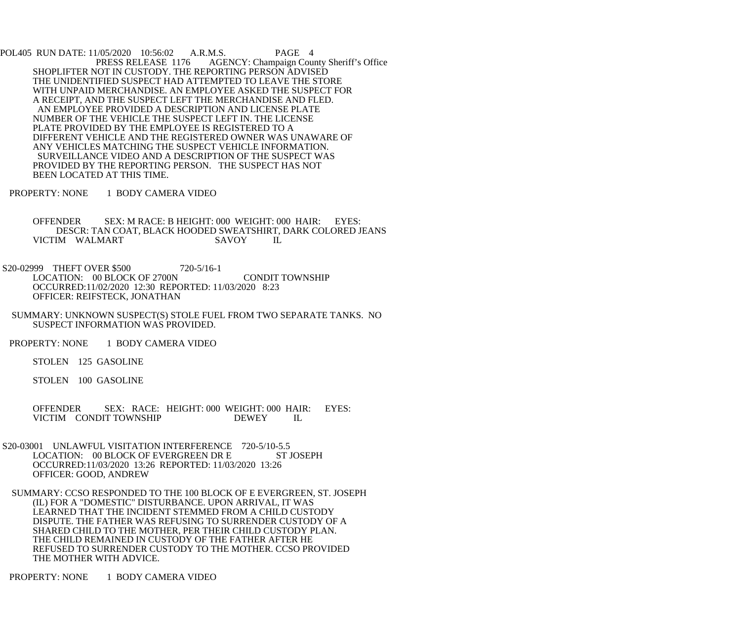SHOPLIFTER NOT IN CUSTODY. THE REPORTING PERSON ADVISED THE UNIDENTIFIED SUSPECT HAD ATTEMPTED TO LEAVE THE STORE WITH UNPAID MERCHANDISE. AN EMPLOYEE ASKED THE SUSPECT FOR A RECEIPT, AND THE SUSPECT LEFT THE MERCHANDISE AND FLED. AN EMPLOYEE PROVIDED A DESCRIPTION AND LICENSE PLATE NUMBER OF THE VEHICLE THE SUSPECT LEFT IN. THE LICENSE PLATE PROVIDED BY THE EMPLOYEE IS REGISTERED TO A DIFFERENT VEHICLE AND THE REGISTERED OWNER WAS UNAWARE OF ANY VEHICLES MATCHING THE SUSPECT VEHICLE INFORMATION. SURVEILLANCE VIDEO AND A DESCRIPTION OF THE SUSPECT WAS PROVIDED BY THE REPORTING PERSON. THE SUSPECT HAS NOT BEEN LOCATED AT THIS TIME.

PROPERTY: NONE 1 BODY CAMERA VIDEO

OFFENDER SEX: M RACE: B HEIGHT: 000 WEIGHT: 000 HAIR: EYES:
DESCR: TAN COAT, BLACK HOODED SWEATSHIRT, DARK COLORED JEANS
VICTIM WALMART SAVOY IL

S20-02999 THEFT OVER $500 720-5/16-1
LOCATION: 00 BLOCK OF 2700N CONDIT TOWNSHIP
OCCURRED:11/02/2020 12:30 REPORTED: 11/03/2020 8:23
OFFICER: REIFSTECK, JONATHAN

SUMMARY: UNKNOWN SUSPECT(S) STOLE FUEL FROM TWO SEPARATE TANKS. NO SUSPECT INFORMATION WAS PROVIDED.

PROPERTY: NONE 1 BODY CAMERA VIDEO

STOLEN 125 GASOLINE

STOLEN 100 GASOLINE

OFFENDER SEX: RACE: HEIGHT: 000 WEIGHT: 000 HAIR: EYES:
VICTIM CONDIT TOWNSHIP DEWEY IL

S20-03001 UNLAWFUL VISITATION INTERFERENCE 720-5/10-5.5
LOCATION: 00 BLOCK OF EVERGREEN DR E ST JOSEPH
OCCURRED:11/03/2020 13:26 REPORTED: 11/03/2020 13:26
OFFICER: GOOD, ANDREW

SUMMARY: CCSO RESPONDED TO THE 100 BLOCK OF E EVERGREEN, ST. JOSEPH (IL) FOR A "DOMESTIC" DISTURBANCE. UPON ARRIVAL, IT WAS LEARNED THAT THE INCIDENT STEMMED FROM A CHILD CUSTODY DISPUTE. THE FATHER WAS REFUSING TO SURRENDER CUSTODY OF A SHARED CHILD TO THE MOTHER, PER THEIR CHILD CUSTODY PLAN. THE CHILD REMAINED IN CUSTODY OF THE FATHER AFTER HE REFUSED TO SURRENDER CUSTODY TO THE MOTHER. CCSO PROVIDED THE MOTHER WITH ADVICE.

PROPERTY: NONE 1 BODY CAMERA VIDEO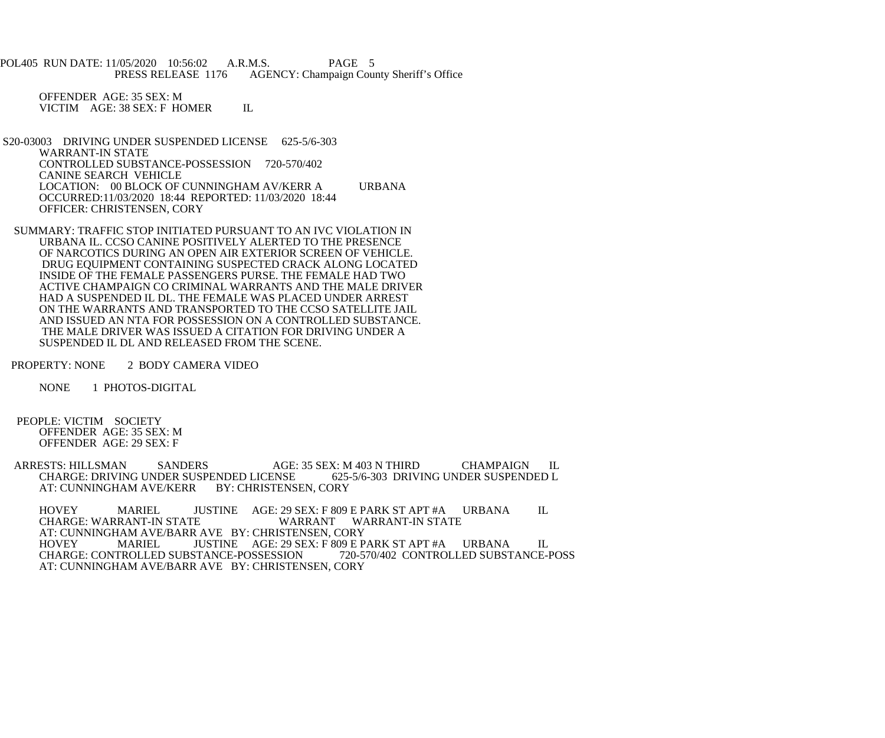OFFENDER AGE: 35 SEX: M
VICTIM AGE: 38 SEX: F HOMER IL

S20-03003 DRIVING UNDER SUSPENDED LICENSE 625-5/6-303
WARRANT-IN STATE
CONTROLLED SUBSTANCE-POSSESSION 720-570/402
CANINE SEARCH VEHICLE
LOCATION: 00 BLOCK OF CUNNINGHAM AV/KERR A URBANA
OCCURRED:11/03/2020 18:44 REPORTED: 11/03/2020 18:44
OFFICER: CHRISTENSEN, CORY

SUMMARY: TRAFFIC STOP INITIATED PURSUANT TO AN IVC VIOLATION IN URBANA IL. CCSO CANINE POSITIVELY ALERTED TO THE PRESENCE OF NARCOTICS DURING AN OPEN AIR EXTERIOR SCREEN OF VEHICLE. DRUG EQUIPMENT CONTAINING SUSPECTED CRACK ALONG LOCATED INSIDE OF THE FEMALE PASSENGERS PURSE. THE FEMALE HAD TWO ACTIVE CHAMPAIGN CO CRIMINAL WARRANTS AND THE MALE DRIVER HAD A SUSPENDED IL DL. THE FEMALE WAS PLACED UNDER ARREST ON THE WARRANTS AND TRANSPORTED TO THE CCSO SATELLITE JAIL AND ISSUED AN NTA FOR POSSESSION ON A CONTROLLED SUBSTANCE. THE MALE DRIVER WAS ISSUED A CITATION FOR DRIVING UNDER A SUSPENDED IL DL AND RELEASED FROM THE SCENE.

PROPERTY: NONE 2 BODY CAMERA VIDEO

NONE 1 PHOTOS-DIGITAL

PEOPLE: VICTIM SOCIETY
OFFENDER AGE: 35 SEX: M
OFFENDER AGE: 29 SEX: F

ARRESTS: HILLSMAN SANDERS AGE: 35 SEX: M 403 N THIRD CHAMPAIGN IL
CHARGE: DRIVING UNDER SUSPENDED LICENSE 625-5/6-303 DRIVING UNDER SUSPENDED L
AT: CUNNINGHAM AVE/KERR BY: CHRISTENSEN, CORY

HOVEY MARIEL JUSTINE AGE: 29 SEX: F 809 E PARK ST APT #A URBANA IL
CHARGE: WARRANT-IN STATE WARRANT WARRANT-IN STATE
AT: CUNNINGHAM AVE/BARR AVE BY: CHRISTENSEN, CORY
HOVEY MARIEL JUSTINE AGE: 29 SEX: F 809 E PARK ST APT #A URBANA IL
CHARGE: CONTROLLED SUBSTANCE-POSSESSION 720-570/402 CONTROLLED SUBSTANCE-POSS
AT: CUNNINGHAM AVE/BARR AVE BY: CHRISTENSEN, CORY